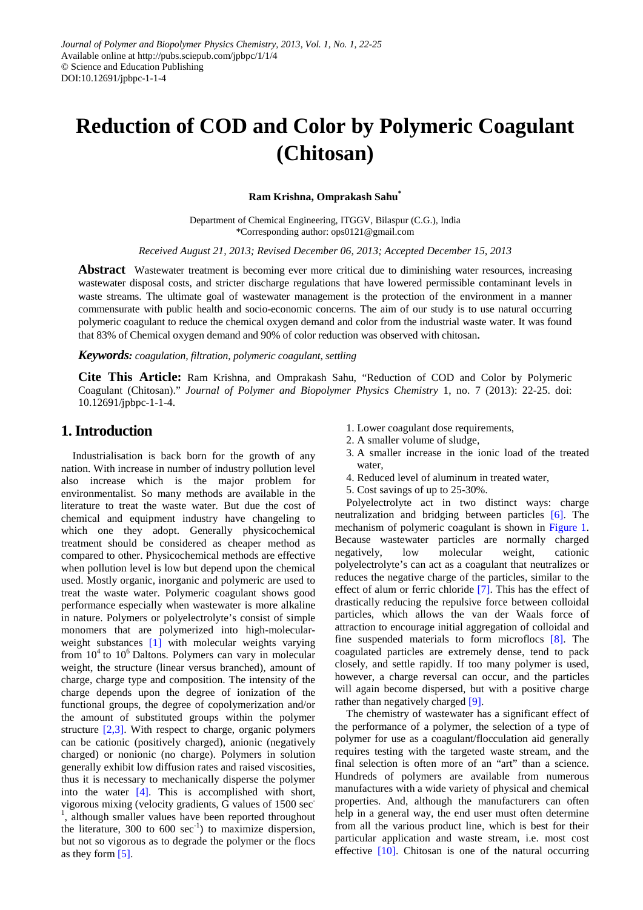Journal of Polymer and Biopolymer Physics Chemistry, 2013, Vol. 1, No. 1, 22-25
Available online at http://pubs.sciepub.com/jpbpc/1/1/4
© Science and Education Publishing
DOI:10.12691/jpbpc-1-1-4

# Reduction of COD and Color by Polymeric Coagulant (Chitosan)

**Ram Krishna, Omprakash Sahu***

Department of Chemical Engineering, ITGGV, Bilaspur (C.G.), India
*Corresponding author: ops0121@gmail.com

*Received August 21, 2013; Revised December 06, 2013; Accepted December 15, 2013*

**Abstract** Wastewater treatment is becoming ever more critical due to diminishing water resources, increasing wastewater disposal costs, and stricter discharge regulations that have lowered permissible contaminant levels in waste streams. The ultimate goal of wastewater management is the protection of the environment in a manner commensurate with public health and socio-economic concerns. The aim of our study is to use natural occurring polymeric coagulant to reduce the chemical oxygen demand and color from the industrial waste water. It was found that 83% of Chemical oxygen demand and 90% of color reduction was observed with chitosan.

***Keywords:*** *coagulation, filtration, polymeric coagulant, settling*

**Cite This Article:** Ram Krishna, and Omprakash Sahu, "Reduction of COD and Color by Polymeric Coagulant (Chitosan)." *Journal of Polymer and Biopolymer Physics Chemistry* 1, no. 7 (2013): 22-25. doi: 10.12691/jpbpc-1-1-4.

## 1. Introduction

Industrialisation is back born for the growth of any nation. With increase in number of industry pollution level also increase which is the major problem for environmentalist. So many methods are available in the literature to treat the waste water. But due the cost of chemical and equipment industry have changeling to which one they adopt. Generally physicochemical treatment should be considered as cheaper method as compared to other. Physicochemical methods are effective when pollution level is low but depend upon the chemical used. Mostly organic, inorganic and polymeric are used to treat the waste water. Polymeric coagulant shows good performance especially when wastewater is more alkaline in nature. Polymers or polyelectrolyte's consist of simple monomers that are polymerized into high-molecular-weight substances [1] with molecular weights varying from $10^4$ to $10^6$ Daltons. Polymers can vary in molecular weight, the structure (linear versus branched), amount of charge, charge type and composition. The intensity of the charge depends upon the degree of ionization of the functional groups, the degree of copolymerization and/or the amount of substituted groups within the polymer structure [2,3]. With respect to charge, organic polymers can be cationic (positively charged), anionic (negatively charged) or nonionic (no charge). Polymers in solution generally exhibit low diffusion rates and raised viscosities, thus it is necessary to mechanically disperse the polymer into the water [4]. This is accomplished with short, vigorous mixing (velocity gradients, G values of 1500 $sec^{-1}$, although smaller values have been reported throughout the literature, 300 to 600 $sec^{-1}$) to maximize dispersion, but not so vigorous as to degrade the polymer or the flocs as they form [5].

1. Lower coagulant dose requirements,
2. A smaller volume of sludge,
3. A smaller increase in the ionic load of the treated water,
4. Reduced level of aluminum in treated water,
5. Cost savings of up to 25-30%.

Polyelectrolyte act in two distinct ways: charge neutralization and bridging between particles [6]. The mechanism of polymeric coagulant is shown in Figure 1. Because wastewater particles are normally charged negatively, low molecular weight, cationic polyelectrolyte's can act as a coagulant that neutralizes or reduces the negative charge of the particles, similar to the effect of alum or ferric chloride [7]. This has the effect of drastically reducing the repulsive force between colloidal particles, which allows the van der Waals force of attraction to encourage initial aggregation of colloidal and fine suspended materials to form microflocs [8]. The coagulated particles are extremely dense, tend to pack closely, and settle rapidly. If too many polymer is used, however, a charge reversal can occur, and the particles will again become dispersed, but with a positive charge rather than negatively charged [9].

The chemistry of wastewater has a significant effect of the performance of a polymer, the selection of a type of polymer for use as a coagulant/flocculation aid generally requires testing with the targeted waste stream, and the final selection is often more of an "art" than a science. Hundreds of polymers are available from numerous manufactures with a wide variety of physical and chemical properties. And, although the manufacturers can often help in a general way, the end user must often determine from all the various product line, which is best for their particular application and waste stream, i.e. most cost effective [10]. Chitosan is one of the natural occurring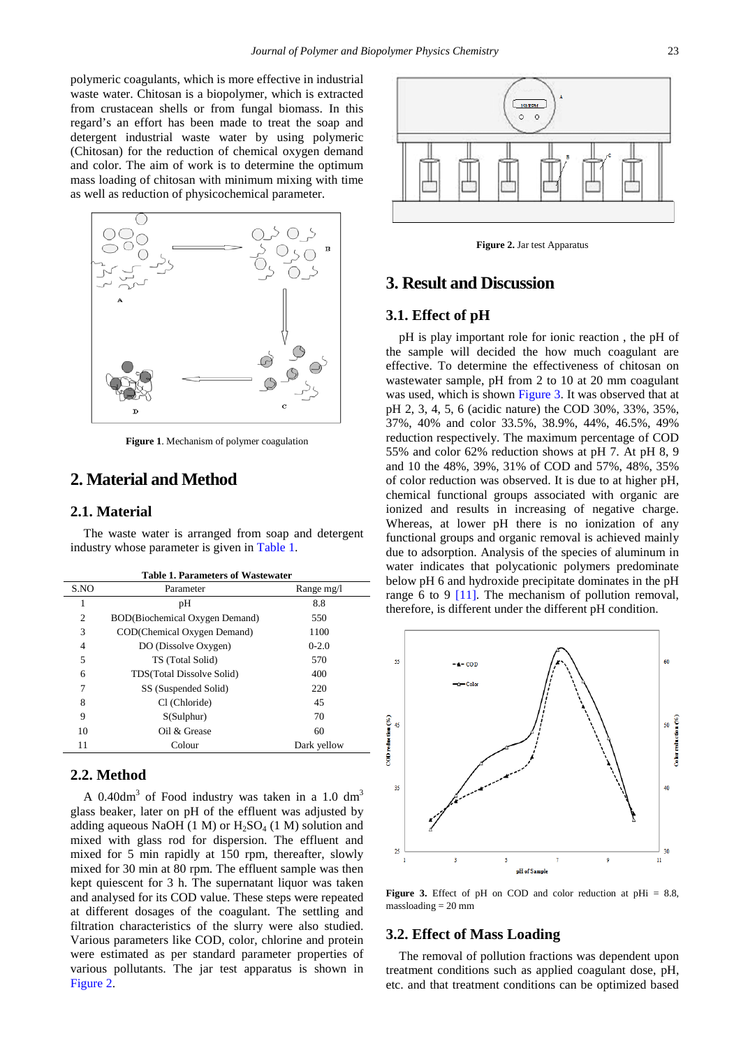polymeric coagulants, which is more effective in industrial waste water. Chitosan is a biopolymer, which is extracted from crustacean shells or from fungal biomass. In this regard's an effort has been made to treat the soap and detergent industrial waste water by using polymeric (Chitosan) for the reduction of chemical oxygen demand and color. The aim of work is to determine the optimum mass loading of chitosan with minimum mixing with time as well as reduction of physicochemical parameter.

**Figure 1**. Mechanism of polymer coagulation

## 2. Material and Method

### 2.1. Material

The waste water is arranged from soap and detergent industry whose parameter is given in Table 1.

**Table 1. Parameters of Wastewater**

| S.NO | Parameter | Range mg/l |
|---|---|---|
| 1 | pH | 8.8 |
| 2 | BOD(Biochemical Oxygen Demand) | 550 |
| 3 | COD(Chemical Oxygen Demand) | 1100 |
| 4 | DO (Dissolve Oxygen) | 0-2.0 |
| 5 | TS (Total Solid) | 570 |
| 6 | TDS(Total Dissolve Solid) | 400 |
| 7 | SS (Suspended Solid) | 220 |
| 8 | Cl (Chloride) | 45 |
| 9 | S(Sulphur) | 70 |
| 10 | Oil & Grease | 60 |
| 11 | Colour | Dark yellow |

### 2.2. Method

A 0.40dm$^3$ of Food industry was taken in a 1.0 dm$^3$ glass beaker, later on pH of the effluent was adjusted by adding aqueous NaOH (1 M) or $H_2SO_4$ (1 M) solution and mixed with glass rod for dispersion. The effluent and mixed for 5 min rapidly at 150 rpm, thereafter, slowly mixed for 30 min at 80 rpm. The effluent sample was then kept quiescent for 3 h. The supernatant liquor was taken and analysed for its COD value. These steps were repeated at different dosages of the coagulant. The settling and filtration characteristics of the slurry were also studied. Various parameters like COD, color, chlorine and protein were estimated as per standard parameter properties of various pollutants. The jar test apparatus is shown in Figure 2.

**Figure 2.** Jar test Apparatus

## 3. Result and Discussion

### 3.1. Effect of pH

pH is play important role for ionic reaction , the pH of the sample will decided the how much coagulant are effective. To determine the effectiveness of chitosan on wastewater sample, pH from 2 to 10 at 20 mm coagulant was used, which is shown Figure 3. It was observed that at pH 2, 3, 4, 5, 6 (acidic nature) the COD 30%, 33%, 35%, 37%, 40% and color 33.5%, 38.9%, 44%, 46.5%, 49% reduction respectively. The maximum percentage of COD 55% and color 62% reduction shows at pH 7. At pH 8, 9 and 10 the 48%, 39%, 31% of COD and 57%, 48%, 35% of color reduction was observed. It is due to at higher pH, chemical functional groups associated with organic are ionized and results in increasing of negative charge. Whereas, at lower pH there is no ionization of any functional groups and organic removal is achieved mainly due to adsorption. Analysis of the species of aluminum in water indicates that polycationic polymers predominate below pH 6 and hydroxide precipitate dominates in the pH range 6 to 9 [11]. The mechanism of pollution removal, therefore, is different under the different pH condition.

**Figure 3.** Effect of pH on COD and color reduction at pHi = 8.8, massloading = 20 mm

### 3.2. Effect of Mass Loading

The removal of pollution fractions was dependent upon treatment conditions such as applied coagulant dose, pH, etc. and that treatment conditions can be optimized based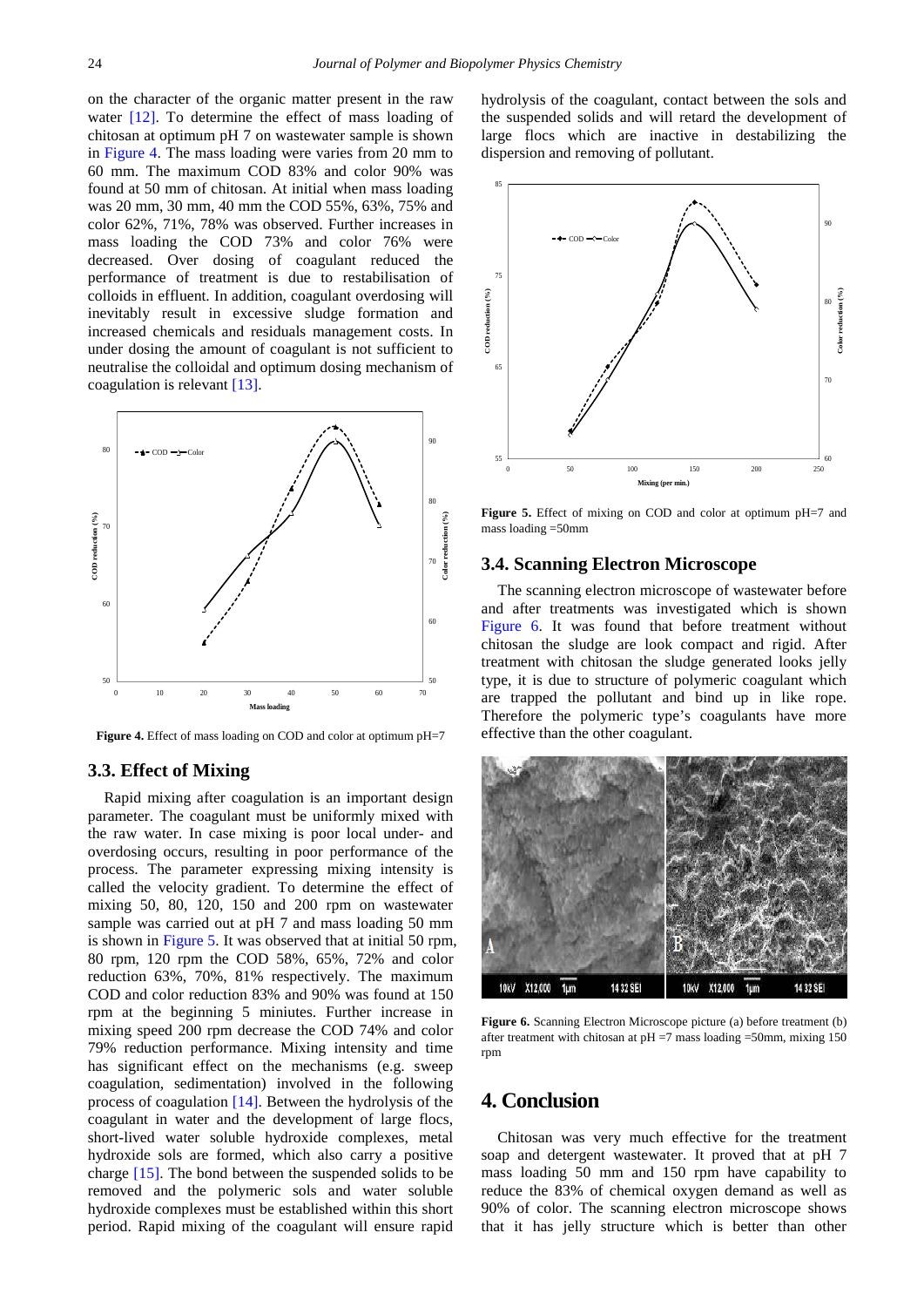on the character of the organic matter present in the raw water [12]. To determine the effect of mass loading of chitosan at optimum pH 7 on wastewater sample is shown in Figure 4. The mass loading were varies from 20 mm to 60 mm. The maximum COD 83% and color 90% was found at 50 mm of chitosan. At initial when mass loading was 20 mm, 30 mm, 40 mm the COD 55%, 63%, 75% and color 62%, 71%, 78% was observed. Further increases in mass loading the COD 73% and color 76% were decreased. Over dosing of coagulant reduced the performance of treatment is due to restabilisation of colloids in effluent. In addition, coagulant overdosing will inevitably result in excessive sludge formation and increased chemicals and residuals management costs. In under dosing the amount of coagulant is not sufficient to neutralise the colloidal and optimum dosing mechanism of coagulation is relevant [13].

**Figure 4.** Effect of mass loading on COD and color at optimum pH=7

### 3.3. Effect of Mixing

Rapid mixing after coagulation is an important design parameter. The coagulant must be uniformly mixed with the raw water. In case mixing is poor local under- and overdosing occurs, resulting in poor performance of the process. The parameter expressing mixing intensity is called the velocity gradient. To determine the effect of mixing 50, 80, 120, 150 and 200 rpm on wastewater sample was carried out at pH 7 and mass loading 50 mm is shown in Figure 5. It was observed that at initial 50 rpm, 80 rpm, 120 rpm the COD 58%, 65%, 72% and color reduction 63%, 70%, 81% respectively. The maximum COD and color reduction 83% and 90% was found at 150 rpm at the beginning 5 miniutes. Further increase in mixing speed 200 rpm decrease the COD 74% and color 79% reduction performance. Mixing intensity and time has significant effect on the mechanisms (e.g. sweep coagulation, sedimentation) involved in the following process of coagulation [14]. Between the hydrolysis of the coagulant in water and the development of large flocs, short-lived water soluble hydroxide complexes, metal hydroxide sols are formed, which also carry a positive charge [15]. The bond between the suspended solids to be removed and the polymeric sols and water soluble hydroxide complexes must be established within this short period. Rapid mixing of the coagulant will ensure rapid hydrolysis of the coagulant, contact between the sols and the suspended solids and will retard the development of large flocs which are inactive in destabilizing the dispersion and removing of pollutant.

**Figure 5.** Effect of mixing on COD and color at optimum pH=7 and mass loading =50mm

### 3.4. Scanning Electron Microscope

The scanning electron microscope of wastewater before and after treatments was investigated which is shown Figure 6. It was found that before treatment without chitosan the sludge are look compact and rigid. After treatment with chitosan the sludge generated looks jelly type, it is due to structure of polymeric coagulant which are trapped the pollutant and bind up in like rope. Therefore the polymeric type's coagulants have more effective than the other coagulant.

**Figure 6.** Scanning Electron Microscope picture (a) before treatment (b) after treatment with chitosan at pH =7 mass loading =50mm, mixing 150 rpm

## 4. Conclusion

Chitosan was very much effective for the treatment soap and detergent wastewater. It proved that at pH 7 mass loading 50 mm and 150 rpm have capability to reduce the 83% of chemical oxygen demand as well as 90% of color. The scanning electron microscope shows that it has jelly structure which is better than other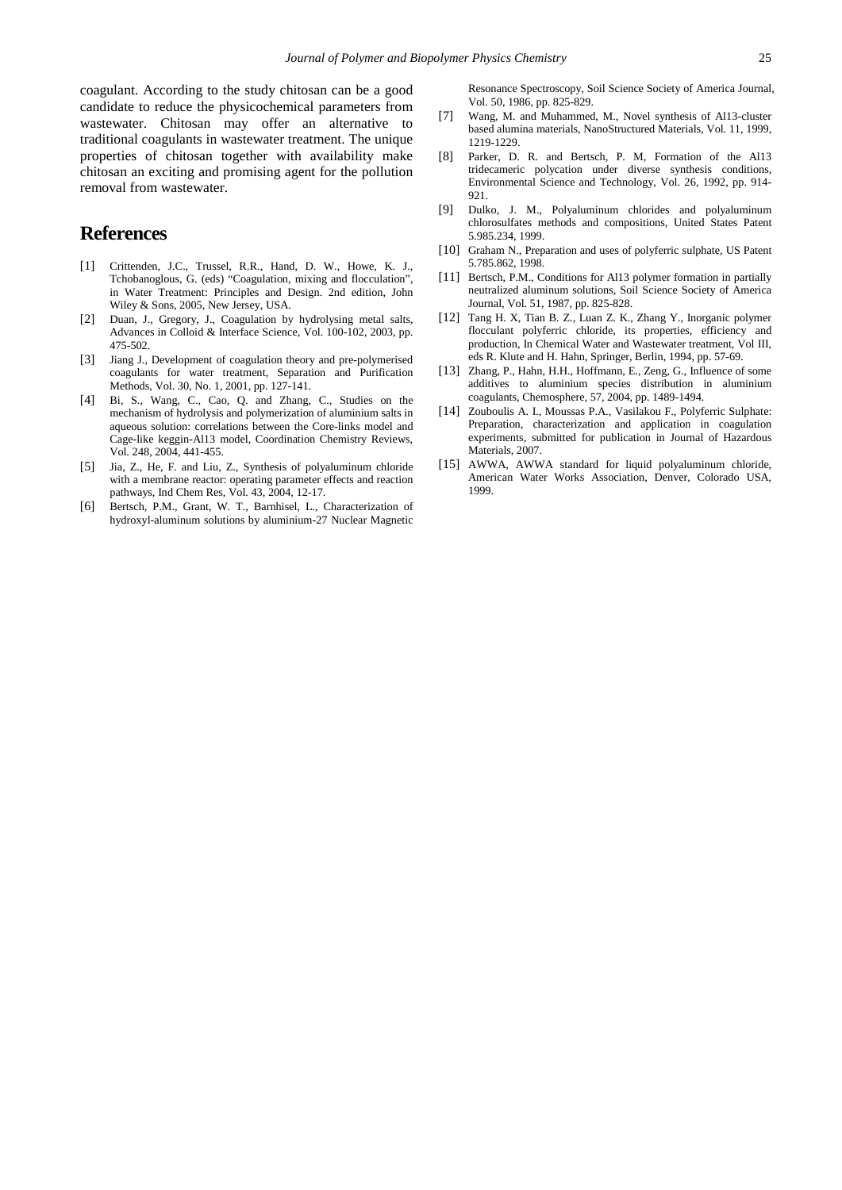coagulant. According to the study chitosan can be a good candidate to reduce the physicochemical parameters from wastewater. Chitosan may offer an alternative to traditional coagulants in wastewater treatment. The unique properties of chitosan together with availability make chitosan an exciting and promising agent for the pollution removal from wastewater.

## References

[1] Crittenden, J.C., Trussel, R.R., Hand, D. W., Howe, K. J., Tchobanoglous, G. (eds) "Coagulation, mixing and flocculation", in Water Treatment: Principles and Design. 2nd edition, John Wiley & Sons, 2005, New Jersey, USA.

[2] Duan, J., Gregory, J., Coagulation by hydrolysing metal salts, Advances in Colloid & Interface Science, Vol. 100-102, 2003, pp. 475-502.

[3] Jiang J., Development of coagulation theory and pre-polymerised coagulants for water treatment, Separation and Purification Methods, Vol. 30, No. 1, 2001, pp. 127-141.

[4] Bi, S., Wang, C., Cao, Q. and Zhang, C., Studies on the mechanism of hydrolysis and polymerization of aluminium salts in aqueous solution: correlations between the Core-links model and Cage-like keggin-Al13 model, Coordination Chemistry Reviews, Vol. 248, 2004, 441-455.

[5] Jia, Z., He, F. and Liu, Z., Synthesis of polyaluminum chloride with a membrane reactor: operating parameter effects and reaction pathways, Ind Chem Res, Vol. 43, 2004, 12-17.

[6] Bertsch, P.M., Grant, W. T., Barnhisel, L., Characterization of hydroxyl-aluminum solutions by aluminium-27 Nuclear Magnetic Resonance Spectroscopy, Soil Science Society of America Journal, Vol. 50, 1986, pp. 825-829.

[7] Wang, M. and Muhammed, M., Novel synthesis of Al13-cluster based alumina materials, NanoStructured Materials, Vol. 11, 1999, 1219-1229.

[8] Parker, D. R. and Bertsch, P. M, Formation of the Al13 tridecameric polycation under diverse synthesis conditions, Environmental Science and Technology, Vol. 26, 1992, pp. 914-921.

[9] Dulko, J. M., Polyaluminum chlorides and polyaluminum chlorosulfates methods and compositions, United States Patent 5.985.234, 1999.

[10] Graham N., Preparation and uses of polyferric sulphate, US Patent 5.785.862, 1998.

[11] Bertsch, P.M., Conditions for Al13 polymer formation in partially neutralized aluminum solutions, Soil Science Society of America Journal, Vol. 51, 1987, pp. 825-828.

[12] Tang H. X, Tian B. Z., Luan Z. K., Zhang Y., Inorganic polymer flocculant polyferric chloride, its properties, efficiency and production, In Chemical Water and Wastewater treatment, Vol III, eds R. Klute and H. Hahn, Springer, Berlin, 1994, pp. 57-69.

[13] Zhang, P., Hahn, H.H., Hoffmann, E., Zeng, G., Influence of some additives to aluminium species distribution in aluminium coagulants, Chemosphere, 57, 2004, pp. 1489-1494.

[14] Zouboulis A. I., Moussas P.A., Vasilakou F., Polyferric Sulphate: Preparation, characterization and application in coagulation experiments, submitted for publication in Journal of Hazardous Materials, 2007.

[15] AWWA, AWWA standard for liquid polyaluminum chloride, American Water Works Association, Denver, Colorado USA, 1999.